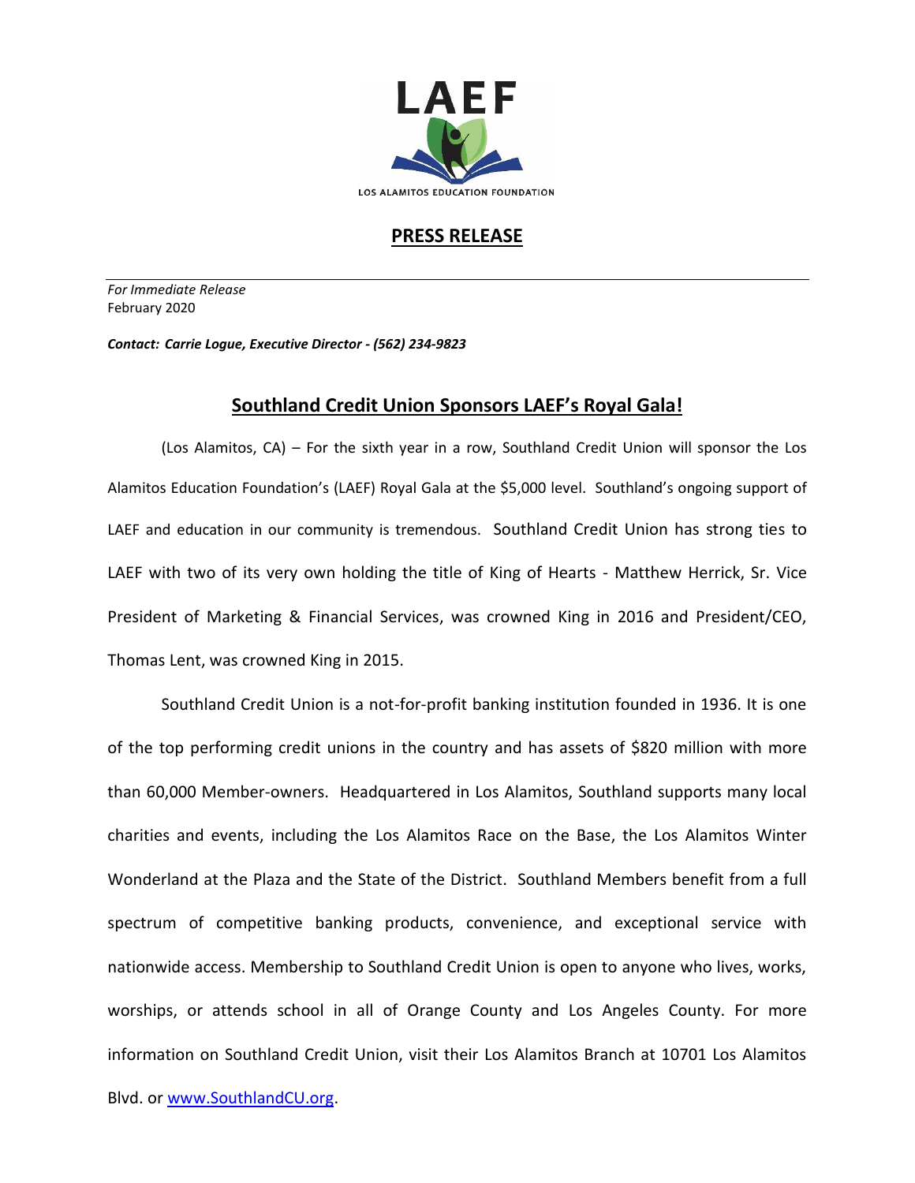LAEF

LOS ALAMITOS EDUCATION FOUNDATION

# PRESS RELEASE

*For Immediate Release*
February 2020

***Contact: Carrie Logue, Executive Director - (562) 234-9823***

## Southland Credit Union Sponsors LAEF's Royal Gala!

(Los Alamitos, CA) – For the sixth year in a row, Southland Credit Union will sponsor the Los Alamitos Education Foundation's (LAEF) Royal Gala at the $5,000 level. Southland's ongoing support of LAEF and education in our community is tremendous. Southland Credit Union has strong ties to LAEF with two of its very own holding the title of King of Hearts - Matthew Herrick, Sr. Vice President of Marketing & Financial Services, was crowned King in 2016 and President/CEO, Thomas Lent, was crowned King in 2015.

Southland Credit Union is a not-for-profit banking institution founded in 1936. It is one of the top performing credit unions in the country and has assets of $820 million with more than 60,000 Member-owners. Headquartered in Los Alamitos, Southland supports many local charities and events, including the Los Alamitos Race on the Base, the Los Alamitos Winter Wonderland at the Plaza and the State of the District. Southland Members benefit from a full spectrum of competitive banking products, convenience, and exceptional service with nationwide access. Membership to Southland Credit Union is open to anyone who lives, works, worships, or attends school in all of Orange County and Los Angeles County. For more information on Southland Credit Union, visit their Los Alamitos Branch at 10701 Los Alamitos Blvd. or [www.SouthlandCU.org](http://www.SouthlandCU.org).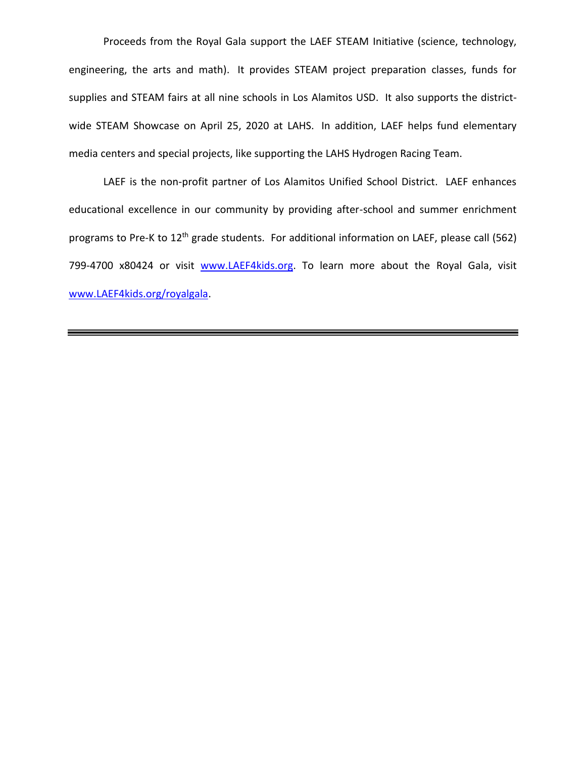Proceeds from the Royal Gala support the LAEF STEAM Initiative (science, technology, engineering, the arts and math). It provides STEAM project preparation classes, funds for supplies and STEAM fairs at all nine schools in Los Alamitos USD. It also supports the district-wide STEAM Showcase on April 25, 2020 at LAHS. In addition, LAEF helps fund elementary media centers and special projects, like supporting the LAHS Hydrogen Racing Team.

LAEF is the non-profit partner of Los Alamitos Unified School District. LAEF enhances educational excellence in our community by providing after-school and summer enrichment programs to Pre-K to 12th grade students. For additional information on LAEF, please call (562) 799-4700 x80424 or visit www.LAEF4kids.org. To learn more about the Royal Gala, visit www.LAEF4kids.org/royalgala.

---